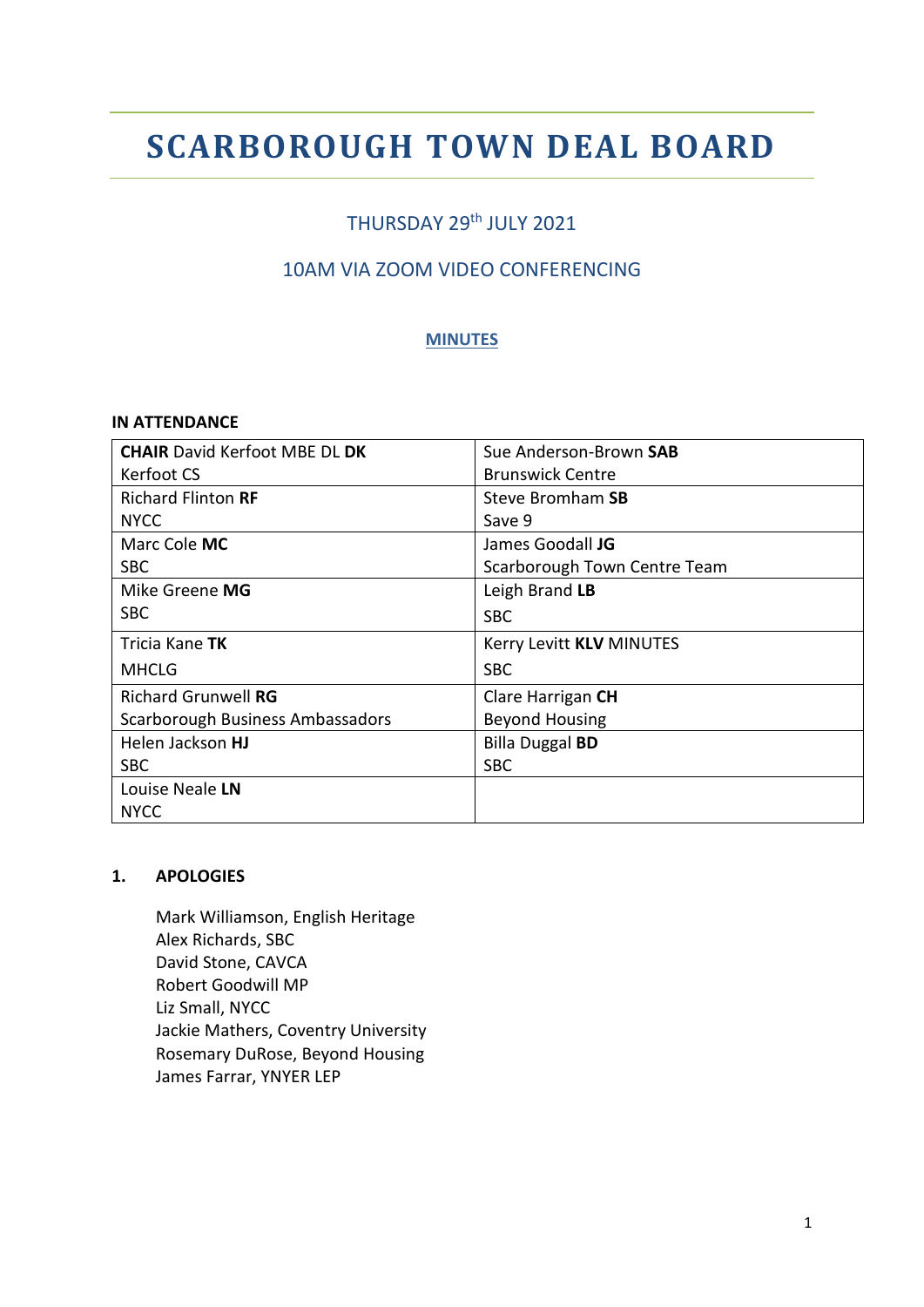# SCARBOROUGH TOWN DEAL BOARD

THURSDAY 29th JULY 2021

10AM VIA ZOOM VIDEO CONFERENCING

**MINUTES**

**IN ATTENDANCE**

| | |
|---|---|
| **CHAIR** David Kerfoot MBE DL **DK**<br>Kerfoot CS | Sue Anderson-Brown **SAB**<br>Brunswick Centre |
| Richard Flinton **RF**<br>NYCC | Steve Bromham **SB**<br>Save 9 |
| Marc Cole **MC**<br>SBC | James Goodall **JG**<br>Scarborough Town Centre Team |
| Mike Greene **MG**<br>SBC | Leigh Brand **LB**<br>SBC |
| Tricia Kane **TK**<br>MHCLG | Kerry Levitt **KLV** MINUTES<br>SBC |
| Richard Grunwell **RG**<br>Scarborough Business Ambassadors | Clare Harrigan **CH**<br>Beyond Housing |
| Helen Jackson **HJ**<br>SBC | Billa Duggal **BD**<br>SBC |
| Louise Neale **LN**<br>NYCC | |

**1. APOLOGIES**

Mark Williamson, English Heritage
Alex Richards, SBC
David Stone, CAVCA
Robert Goodwill MP
Liz Small, NYCC
Jackie Mathers, Coventry University
Rosemary DuRose, Beyond Housing
James Farrar, YNYER LEP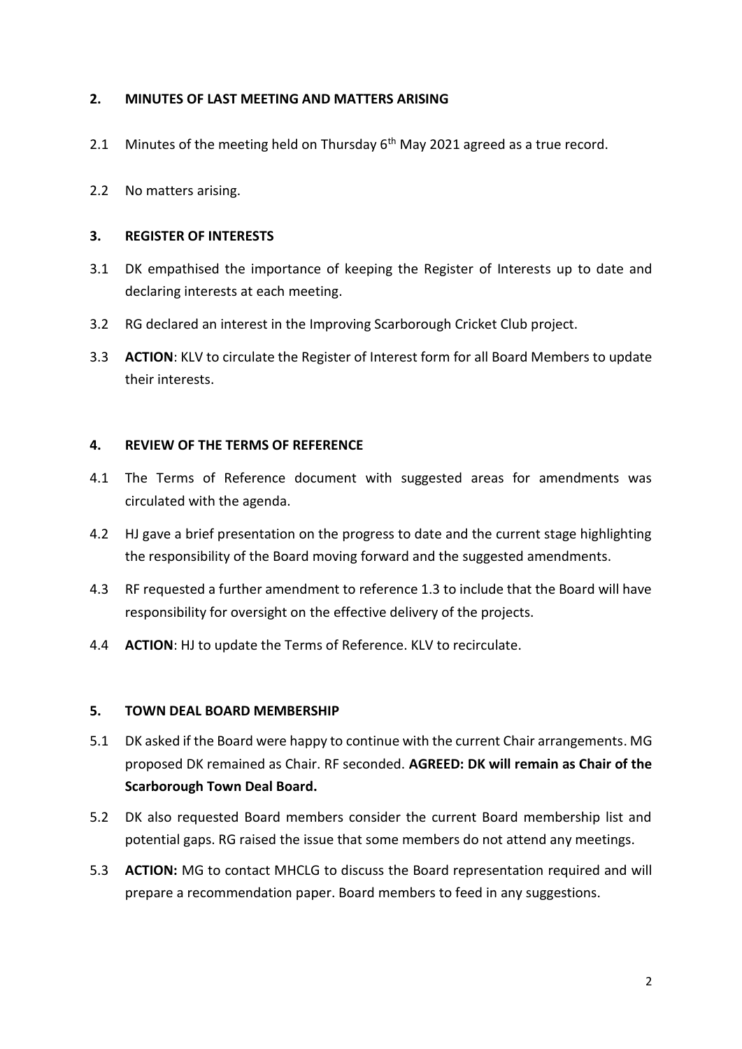## 2. MINUTES OF LAST MEETING AND MATTERS ARISING

2.1 Minutes of the meeting held on Thursday 6th May 2021 agreed as a true record.

2.2 No matters arising.

## 3. REGISTER OF INTERESTS

3.1 DK empathised the importance of keeping the Register of Interests up to date and declaring interests at each meeting.

3.2 RG declared an interest in the Improving Scarborough Cricket Club project.

3.3 **ACTION**: KLV to circulate the Register of Interest form for all Board Members to update their interests.

## 4. REVIEW OF THE TERMS OF REFERENCE

4.1 The Terms of Reference document with suggested areas for amendments was circulated with the agenda.

4.2 HJ gave a brief presentation on the progress to date and the current stage highlighting the responsibility of the Board moving forward and the suggested amendments.

4.3 RF requested a further amendment to reference 1.3 to include that the Board will have responsibility for oversight on the effective delivery of the projects.

4.4 **ACTION**: HJ to update the Terms of Reference. KLV to recirculate.

## 5. TOWN DEAL BOARD MEMBERSHIP

5.1 DK asked if the Board were happy to continue with the current Chair arrangements. MG proposed DK remained as Chair. RF seconded. **AGREED: DK will remain as Chair of the Scarborough Town Deal Board.**

5.2 DK also requested Board members consider the current Board membership list and potential gaps. RG raised the issue that some members do not attend any meetings.

5.3 **ACTION:** MG to contact MHCLG to discuss the Board representation required and will prepare a recommendation paper. Board members to feed in any suggestions.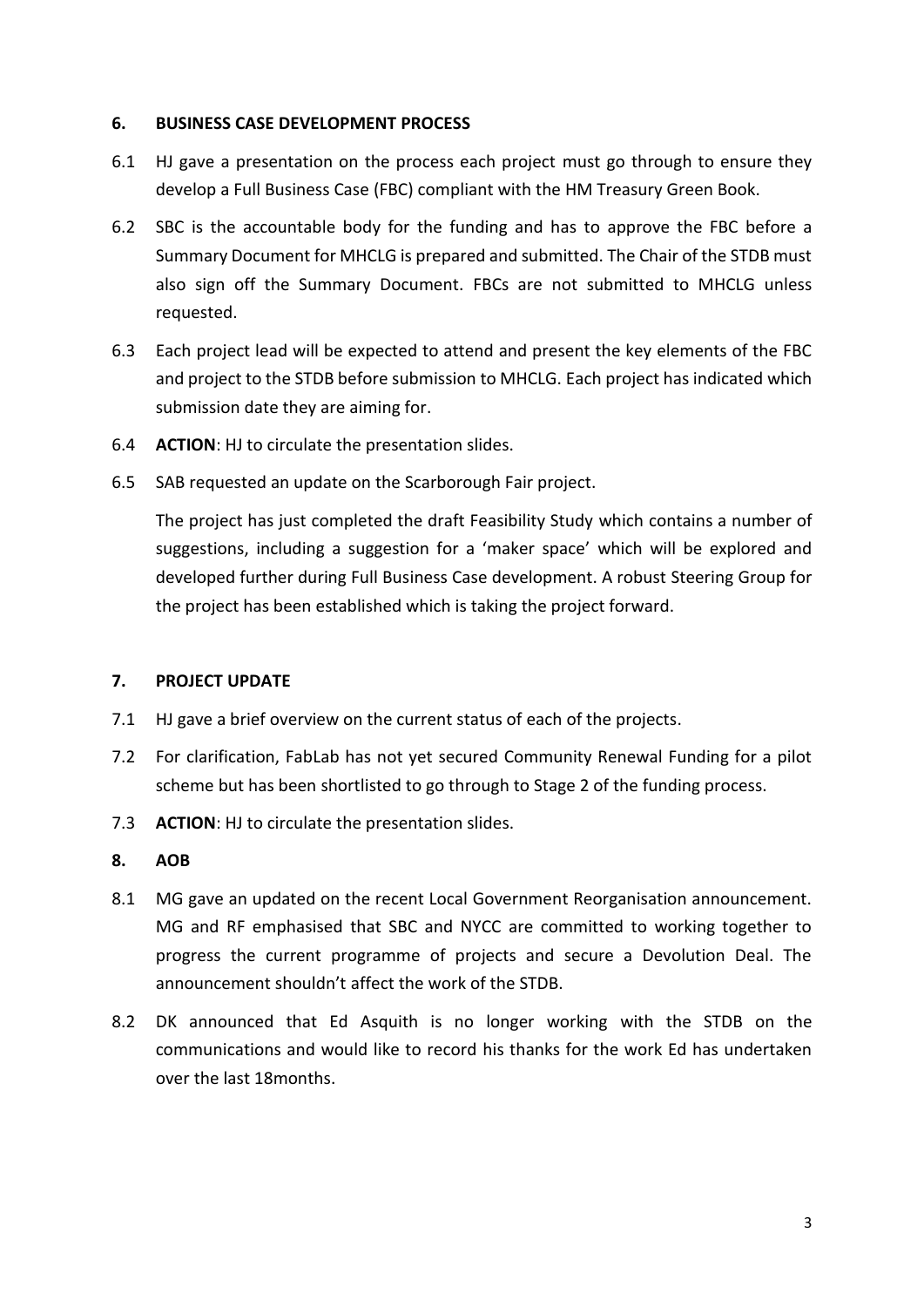## 6. BUSINESS CASE DEVELOPMENT PROCESS

6.1 HJ gave a presentation on the process each project must go through to ensure they develop a Full Business Case (FBC) compliant with the HM Treasury Green Book.

6.2 SBC is the accountable body for the funding and has to approve the FBC before a Summary Document for MHCLG is prepared and submitted. The Chair of the STDB must also sign off the Summary Document. FBCs are not submitted to MHCLG unless requested.

6.3 Each project lead will be expected to attend and present the key elements of the FBC and project to the STDB before submission to MHCLG. Each project has indicated which submission date they are aiming for.

6.4 **ACTION**: HJ to circulate the presentation slides.

6.5 SAB requested an update on the Scarborough Fair project.

The project has just completed the draft Feasibility Study which contains a number of suggestions, including a suggestion for a 'maker space' which will be explored and developed further during Full Business Case development. A robust Steering Group for the project has been established which is taking the project forward.

## 7. PROJECT UPDATE

7.1 HJ gave a brief overview on the current status of each of the projects.

7.2 For clarification, FabLab has not yet secured Community Renewal Funding for a pilot scheme but has been shortlisted to go through to Stage 2 of the funding process.

7.3 **ACTION**: HJ to circulate the presentation slides.

## 8. AOB

8.1 MG gave an updated on the recent Local Government Reorganisation announcement. MG and RF emphasised that SBC and NYCC are committed to working together to progress the current programme of projects and secure a Devolution Deal. The announcement shouldn't affect the work of the STDB.

8.2 DK announced that Ed Asquith is no longer working with the STDB on the communications and would like to record his thanks for the work Ed has undertaken over the last 18months.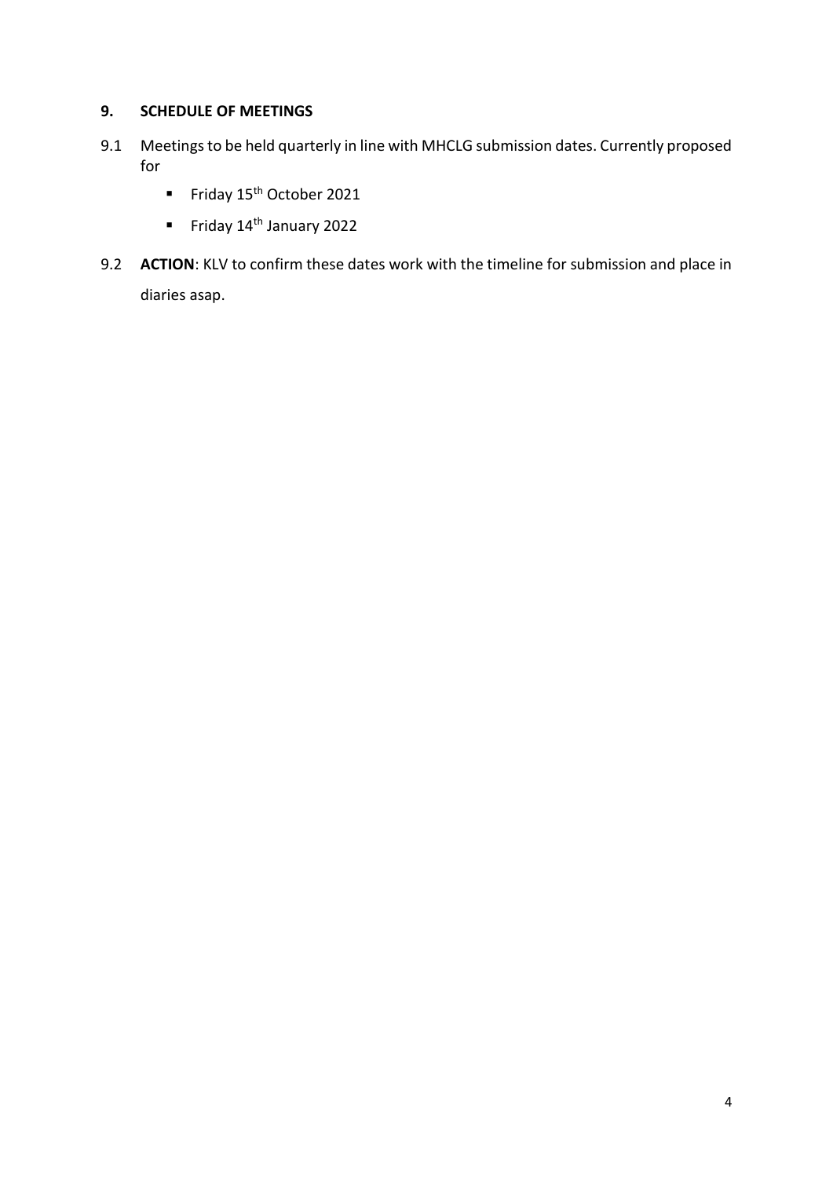## 9. SCHEDULE OF MEETINGS

9.1 Meetings to be held quarterly in line with MHCLG submission dates. Currently proposed for

- Friday 15th October 2021
- Friday 14th January 2022

9.2 **ACTION**: KLV to confirm these dates work with the timeline for submission and place in diaries asap.